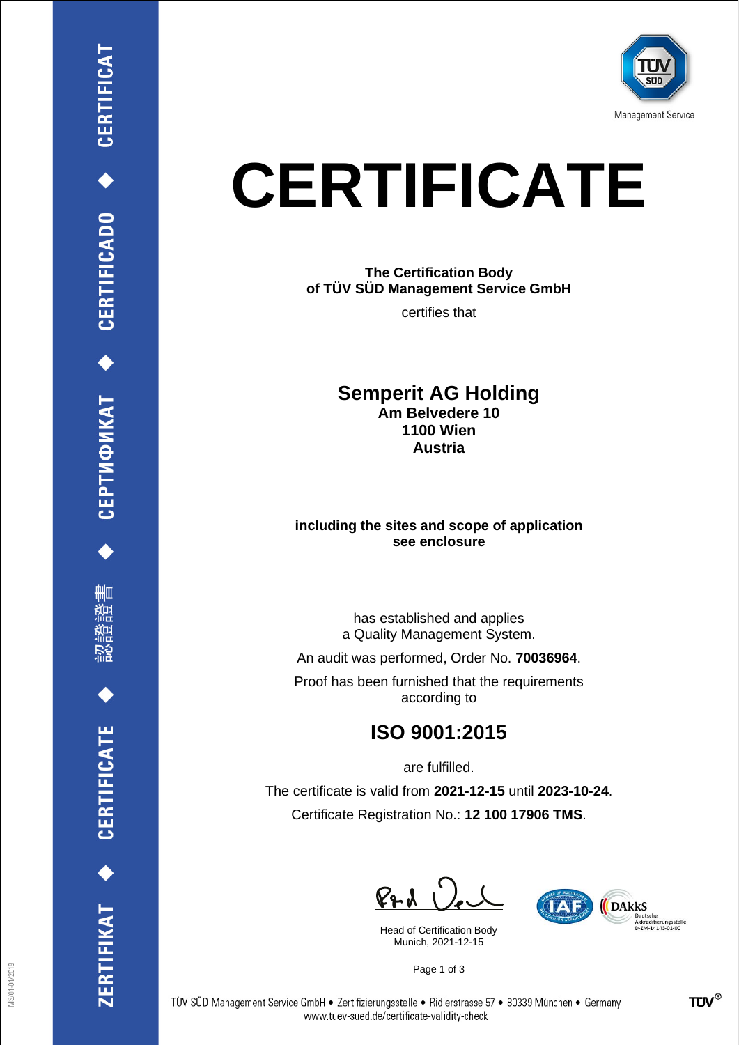# CERTIFICATE

**The Certification Body**
**of TÜV SÜD Management Service GmbH**

certifies that

## Semperit AG Holding

**Am Belvedere 10**
**1100 Wien**
**Austria**

**including the sites and scope of application**
**see enclosure**

has established and applies
a Quality Management System.

An audit was performed, Order No. **70036964**.

Proof has been furnished that the requirements
according to

## ISO 9001:2015

are fulfilled.

The certificate is valid from **2021-12-15** until **2023-10-24**.

Certificate Registration No.: **12 100 17906 TMS**.

Head of Certification Body
Munich, 2021-12-15

TÜV SÜD Management Service GmbH • Zertifizierungsstelle • Ridlerstrasse 57 • 80339 München • Germany
www.tuev-sued.de/certificate-validity-check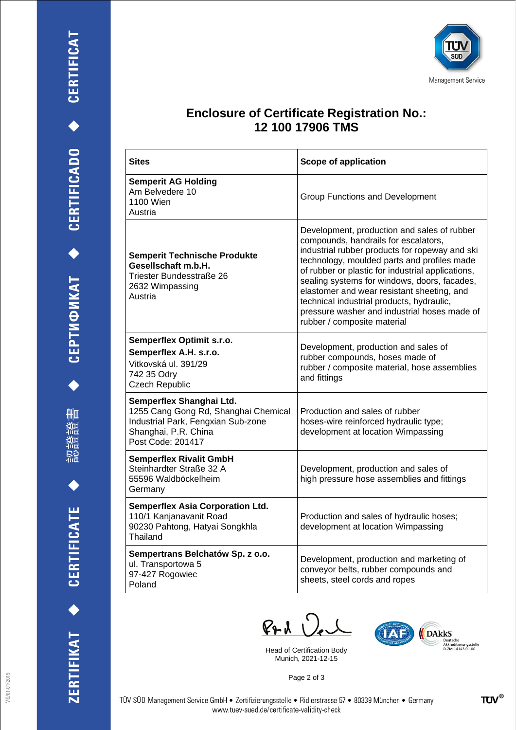# Enclosure of Certificate Registration No.: 12 100 17906 TMS

| Sites | Scope of application |
|---|---|
| **Semperit AG Holding**<br>Am Belvedere 10<br>1100 Wien<br>Austria | Group Functions and Development |
| **Semperit Technische Produkte Gesellschaft m.b.H.**<br>Triester Bundesstraße 26<br>2632 Wimpassing<br>Austria | Development, production and sales of rubber compounds, handrails for escalators, industrial rubber products for ropeway and ski technology, moulded parts and profiles made of rubber or plastic for industrial applications, sealing systems for windows, doors, facades, elastomer and wear resistant sheeting, and technical industrial products, hydraulic, pressure washer and industrial hoses made of rubber / composite material |
| **Semperflex Optimit s.r.o.**<br>**Semperflex A.H. s.r.o.**<br>Vitkovská ul. 391/29<br>742 35 Odry<br>Czech Republic | Development, production and sales of rubber compounds, hoses made of rubber / composite material, hose assemblies and fittings |
| **Semperflex Shanghai Ltd.**<br>1255 Cang Gong Rd, Shanghai Chemical Industrial Park, Fengxian Sub-zone<br>Shanghai, P.R. China<br>Post Code: 201417 | Production and sales of rubber hoses-wire reinforced hydraulic type; development at location Wimpassing |
| **Semperflex Rivalit GmbH**<br>Steinhardter Straße 32 A<br>55596 Waldböckelheim<br>Germany | Development, production and sales of high pressure hose assemblies and fittings |
| **Semperflex Asia Corporation Ltd.**<br>110/1 Kanjanavanit Road<br>90230 Pahtong, Hatyai Songkhla<br>Thailand | Production and sales of hydraulic hoses; development at location Wimpassing |
| **Sempertrans Belchatów Sp. z o.o.**<br>ul. Transportowa 5<br>97-427 Rogowiec<br>Poland | Development, production and marketing of conveyor belts, rubber compounds and sheets, steel cords and ropes |

Head of Certification Body
Munich, 2021-12-15

TÜV SÜD Management Service GmbH • Zertifizierungsstelle • Ridlerstrasse 57 • 80339 München • Germany
www.tuev-sued.de/certificate-validity-check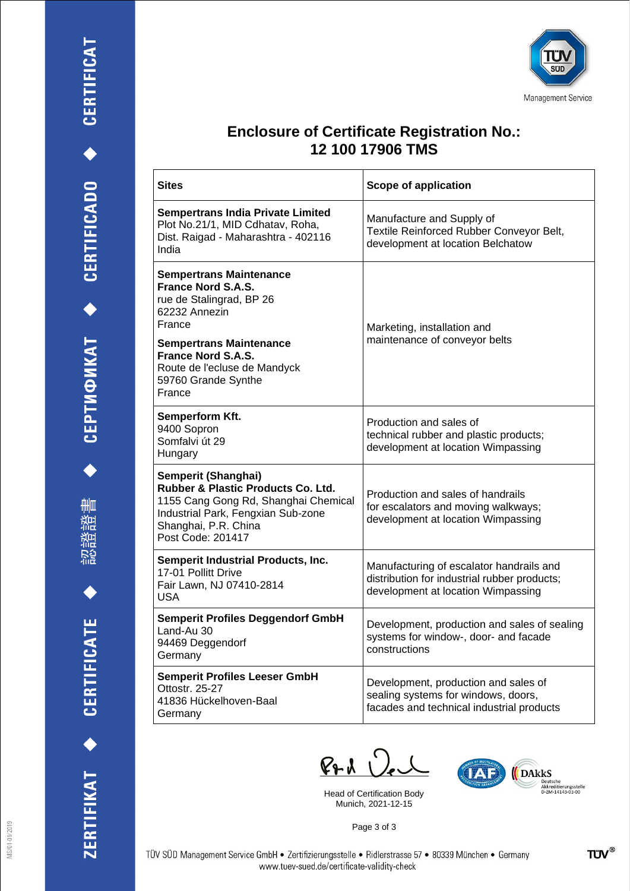TÜV SÜD

Management Service

# Enclosure of Certificate Registration No.: 12 100 17906 TMS

| Sites | Scope of application |
|---|---|
| **Sempertrans India Private Limited**<br>Plot No.21/1, MID Cdhatav, Roha,<br>Dist. Raigad - Maharashtra - 402116<br>India | Manufacture and Supply of<br>Textile Reinforced Rubber Conveyor Belt,<br>development at location Belchatow |
| **Sempertrans Maintenance France Nord S.A.S.**<br>rue de Stalingrad, BP 26<br>62232 Annezin<br>France<br><br>**Sempertrans Maintenance France Nord S.A.S.**<br>Route de l'ecluse de Mandyck<br>59760 Grande Synthe<br>France | Marketing, installation and<br>maintenance of conveyor belts |
| **Semperform Kft.**<br>9400 Sopron<br>Somfalvi út 29<br>Hungary | Production and sales of<br>technical rubber and plastic products;<br>development at location Wimpassing |
| **Semperit (Shanghai) Rubber & Plastic Products Co. Ltd.**<br>1155 Cang Gong Rd, Shanghai Chemical Industrial Park, Fengxian Sub-zone<br>Shanghai, P.R. China<br>Post Code: 201417 | Production and sales of handrails<br>for escalators and moving walkways;<br>development at location Wimpassing |
| **Semperit Industrial Products, Inc.**<br>17-01 Pollitt Drive<br>Fair Lawn, NJ 07410-2814<br>USA | Manufacturing of escalator handrails and<br>distribution for industrial rubber products;<br>development at location Wimpassing |
| **Semperit Profiles Deggendorf GmbH**<br>Land-Au 30<br>94469 Deggendorf<br>Germany | Development, production and sales of sealing systems for window-, door- and facade constructions |
| **Semperit Profiles Leeser GmbH**<br>Ottostr. 25-27<br>41836 Hückelhoven-Baal<br>Germany | Development, production and sales of<br>sealing systems for windows, doors,<br>facades and technical industrial products |

Head of Certification Body
Munich, 2021-12-15

DAkkS
Deutsche Akkreditierungsstelle
D-ZM-14143-01-00

ZERTIFIKAT ◆ CERTIFICATE ◆ 認證證書 ◆ СЕРТИФИКАТ ◆ CERTIFICADO ◆ CERTIFICAT

TÜV SÜD Management Service GmbH • Zertifizierungsstelle • Ridlerstrasse 57 • 80339 München • Germany
www.tuev-sued.de/certificate-validity-check